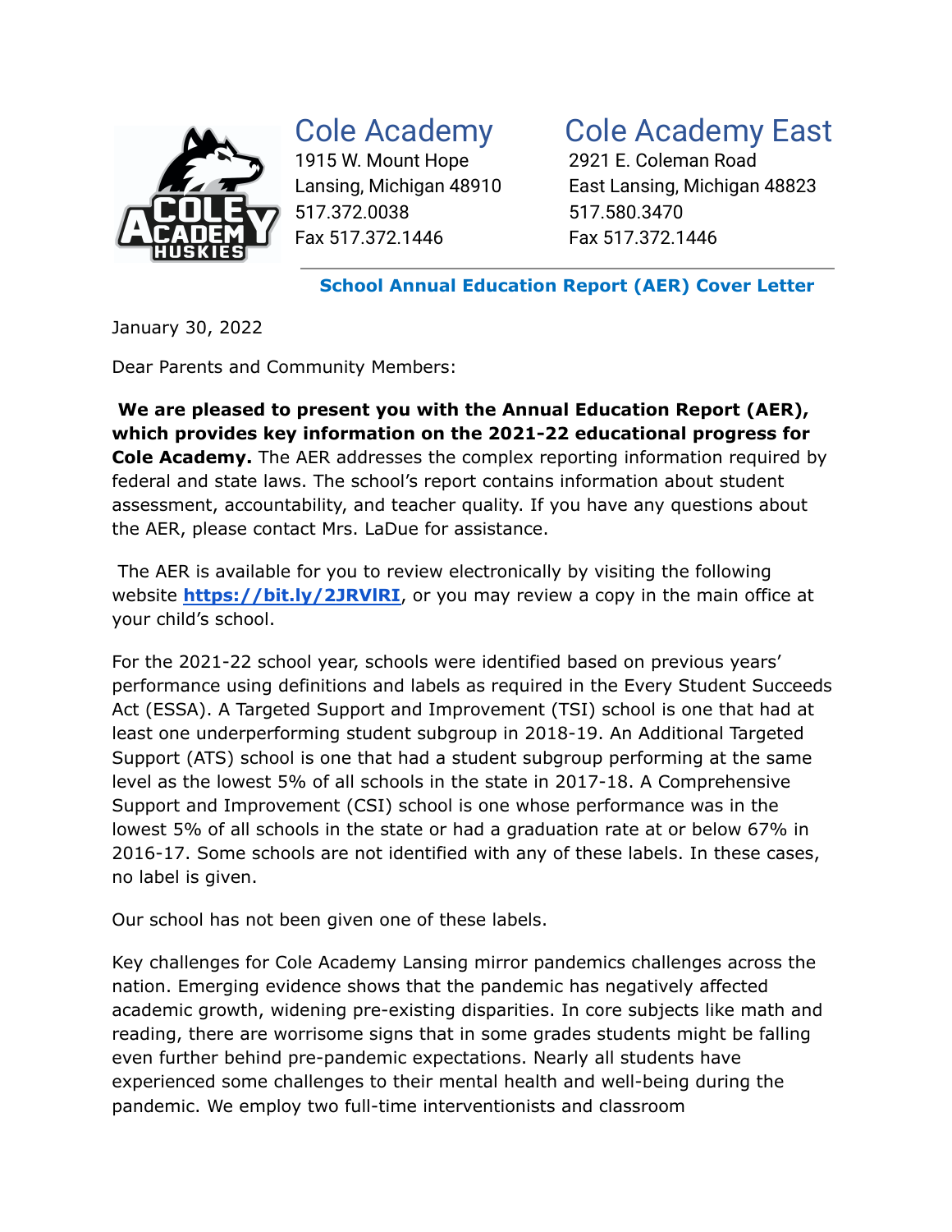# Cole Academy

1915 W. Mount Hope
Lansing, Michigan 48910
517.372.0038
Fax 517.372.1446

# Cole Academy East

2921 E. Coleman Road
East Lansing, Michigan 48823
517.580.3470
Fax 517.372.1446

## School Annual Education Report (AER) Cover Letter

January 30, 2022

Dear Parents and Community Members:

**We are pleased to present you with the Annual Education Report (AER), which provides key information on the 2021-22 educational progress for Cole Academy.** The AER addresses the complex reporting information required by federal and state laws. The school's report contains information about student assessment, accountability, and teacher quality. If you have any questions about the AER, please contact Mrs. LaDue for assistance.

The AER is available for you to review electronically by visiting the following website **https://bit.ly/2JRVlRI**, or you may review a copy in the main office at your child's school.

For the 2021-22 school year, schools were identified based on previous years' performance using definitions and labels as required in the Every Student Succeeds Act (ESSA). A Targeted Support and Improvement (TSI) school is one that had at least one underperforming student subgroup in 2018-19. An Additional Targeted Support (ATS) school is one that had a student subgroup performing at the same level as the lowest 5% of all schools in the state in 2017-18. A Comprehensive Support and Improvement (CSI) school is one whose performance was in the lowest 5% of all schools in the state or had a graduation rate at or below 67% in 2016-17. Some schools are not identified with any of these labels. In these cases, no label is given.

Our school has not been given one of these labels.

Key challenges for Cole Academy Lansing mirror pandemics challenges across the nation. Emerging evidence shows that the pandemic has negatively affected academic growth, widening pre-existing disparities. In core subjects like math and reading, there are worrisome signs that in some grades students might be falling even further behind pre-pandemic expectations. Nearly all students have experienced some challenges to their mental health and well-being during the pandemic. We employ two full-time interventionists and classroom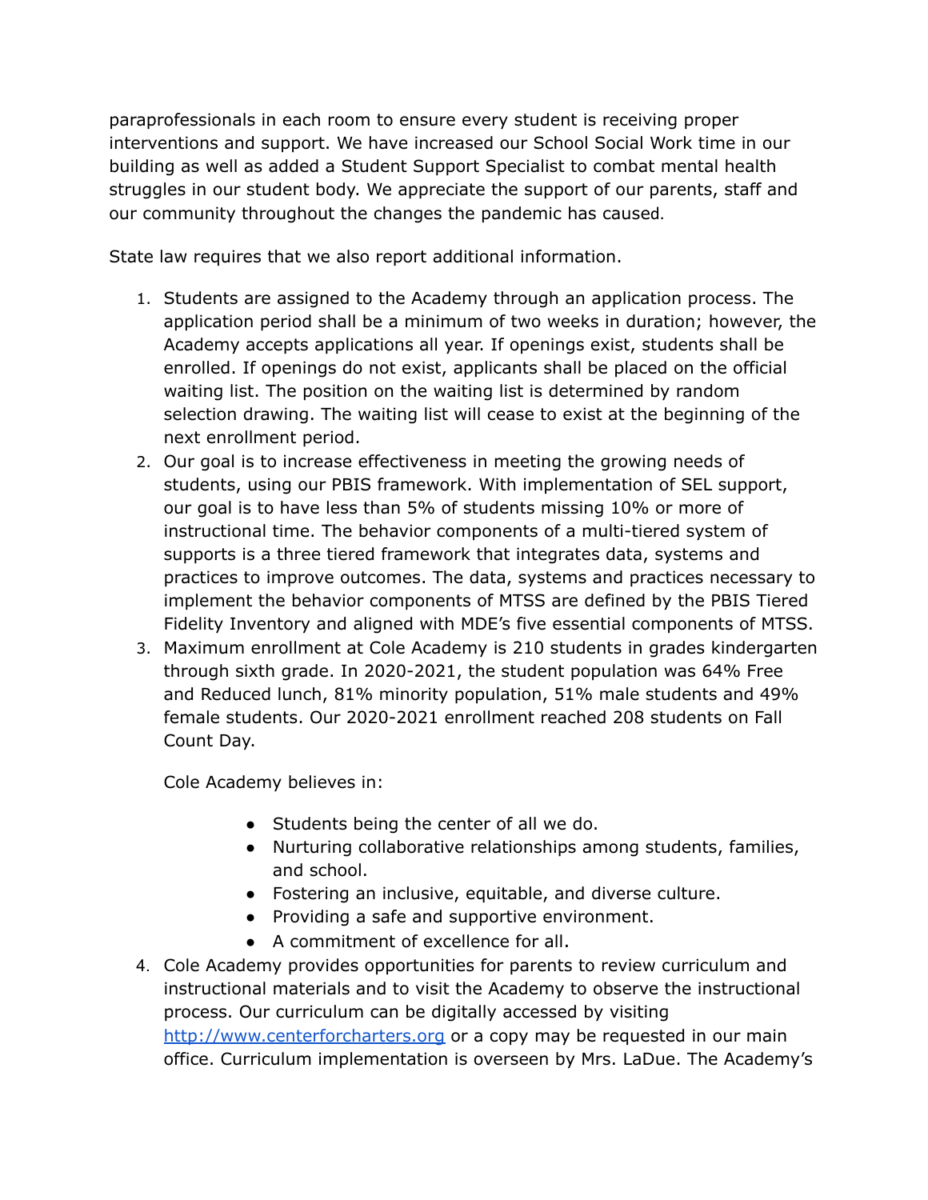paraprofessionals in each room to ensure every student is receiving proper interventions and support. We have increased our School Social Work time in our building as well as added a Student Support Specialist to combat mental health struggles in our student body. We appreciate the support of our parents, staff and our community throughout the changes the pandemic has caused.

State law requires that we also report additional information.

1. Students are assigned to the Academy through an application process. The application period shall be a minimum of two weeks in duration; however, the Academy accepts applications all year. If openings exist, students shall be enrolled. If openings do not exist, applicants shall be placed on the official waiting list. The position on the waiting list is determined by random selection drawing. The waiting list will cease to exist at the beginning of the next enrollment period.
2. Our goal is to increase effectiveness in meeting the growing needs of students, using our PBIS framework. With implementation of SEL support, our goal is to have less than 5% of students missing 10% or more of instructional time. The behavior components of a multi-tiered system of supports is a three tiered framework that integrates data, systems and practices to improve outcomes. The data, systems and practices necessary to implement the behavior components of MTSS are defined by the PBIS Tiered Fidelity Inventory and aligned with MDE's five essential components of MTSS.
3. Maximum enrollment at Cole Academy is 210 students in grades kindergarten through sixth grade. In 2020-2021, the student population was 64% Free and Reduced lunch, 81% minority population, 51% male students and 49% female students. Our 2020-2021 enrollment reached 208 students on Fall Count Day.

   Cole Academy believes in:

   - Students being the center of all we do.
   - Nurturing collaborative relationships among students, families, and school.
   - Fostering an inclusive, equitable, and diverse culture.
   - Providing a safe and supportive environment.
   - A commitment of excellence for all.
4. Cole Academy provides opportunities for parents to review curriculum and instructional materials and to visit the Academy to observe the instructional process. Our curriculum can be digitally accessed by visiting [http://www.centerforcharters.org](http://www.centerforcharters.org) or a copy may be requested in our main office. Curriculum implementation is overseen by Mrs. LaDue. The Academy's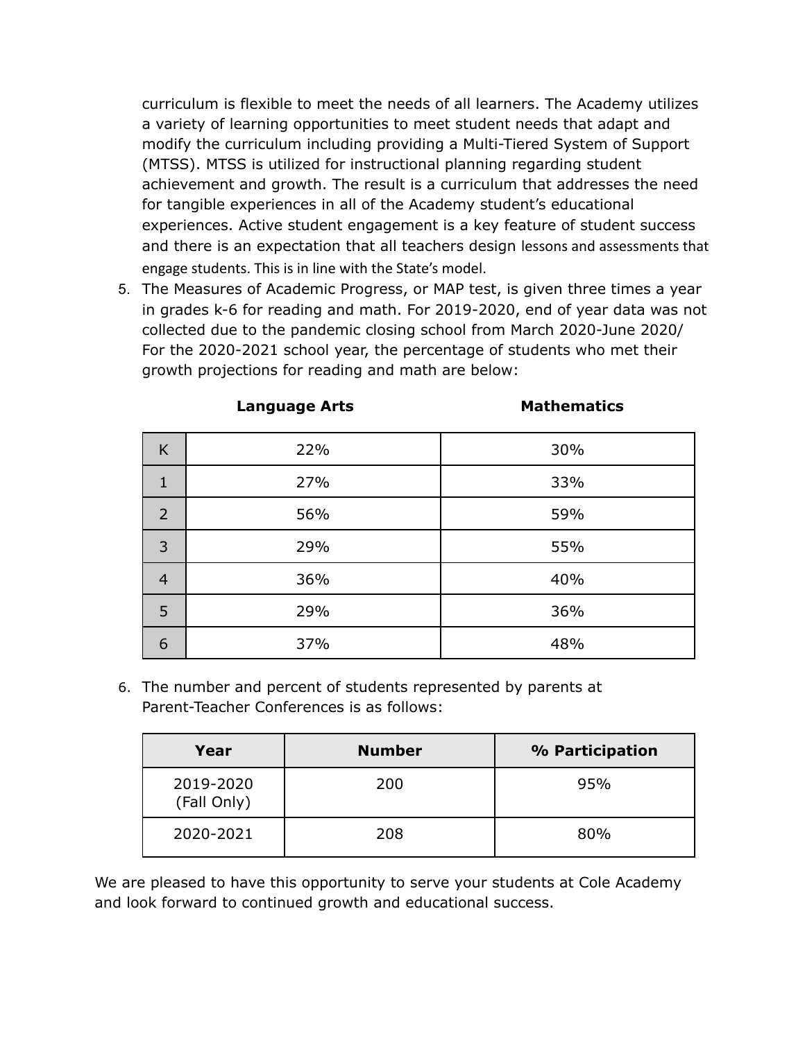curriculum is flexible to meet the needs of all learners. The Academy utilizes a variety of learning opportunities to meet student needs that adapt and modify the curriculum including providing a Multi-Tiered System of Support (MTSS). MTSS is utilized for instructional planning regarding student achievement and growth. The result is a curriculum that addresses the need for tangible experiences in all of the Academy student's educational experiences. Active student engagement is a key feature of student success and there is an expectation that all teachers design lessons and assessments that engage students. This is in line with the State's model.

5. The Measures of Academic Progress, or MAP test, is given three times a year in grades k-6 for reading and math. For 2019-2020, end of year data was not collected due to the pandemic closing school from March 2020-June 2020/ For the 2020-2021 school year, the percentage of students who met their growth projections for reading and math are below:

| | **Language Arts** | **Mathematics** |
|---|---|---|
| K | 22% | 30% |
| 1 | 27% | 33% |
| 2 | 56% | 59% |
| 3 | 29% | 55% |
| 4 | 36% | 40% |
| 5 | 29% | 36% |
| 6 | 37% | 48% |

6. The number and percent of students represented by parents at Parent-Teacher Conferences is as follows:

| Year | Number | % Participation |
|---|---|---|
| 2019-2020 (Fall Only) | 200 | 95% |
| 2020-2021 | 208 | 80% |

We are pleased to have this opportunity to serve your students at Cole Academy and look forward to continued growth and educational success.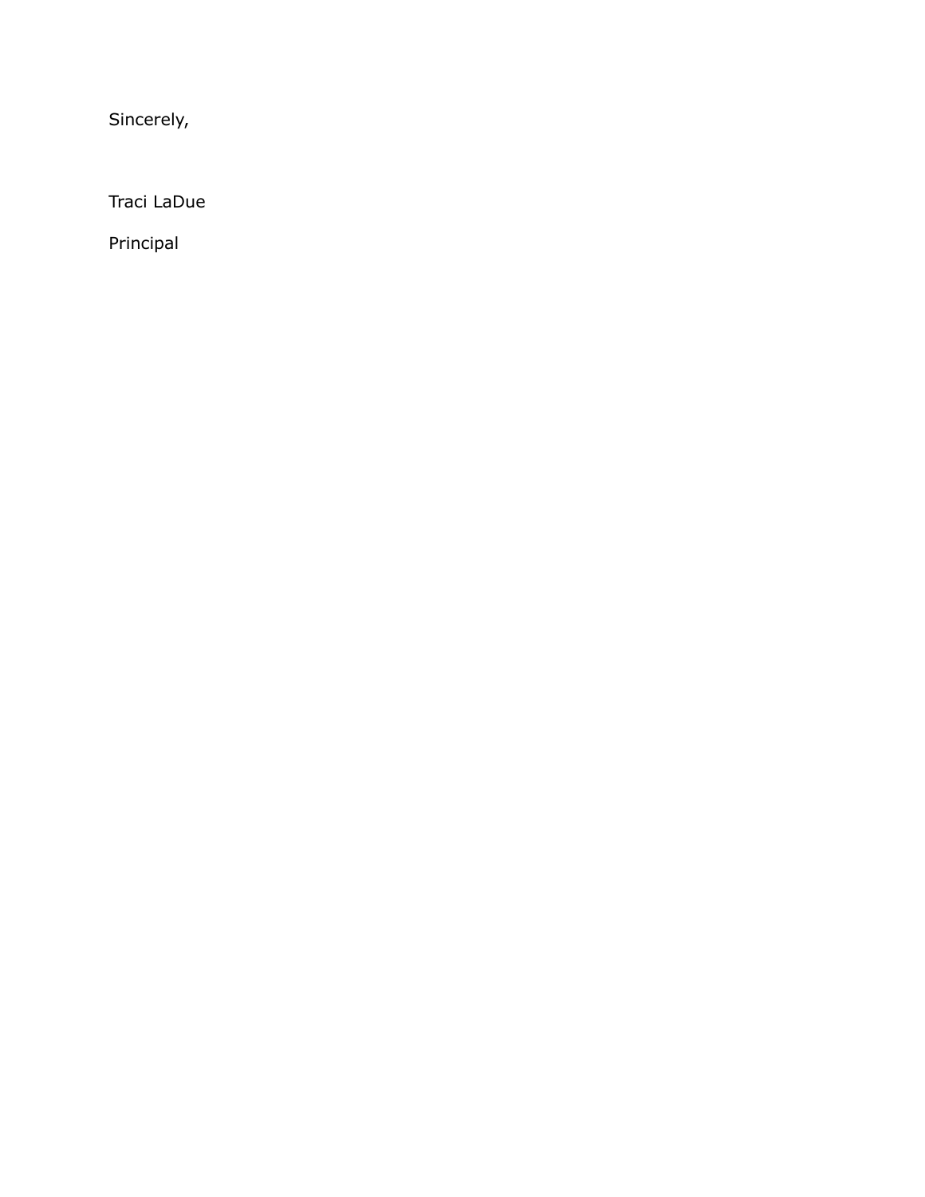Sincerely,

Traci LaDue

Principal